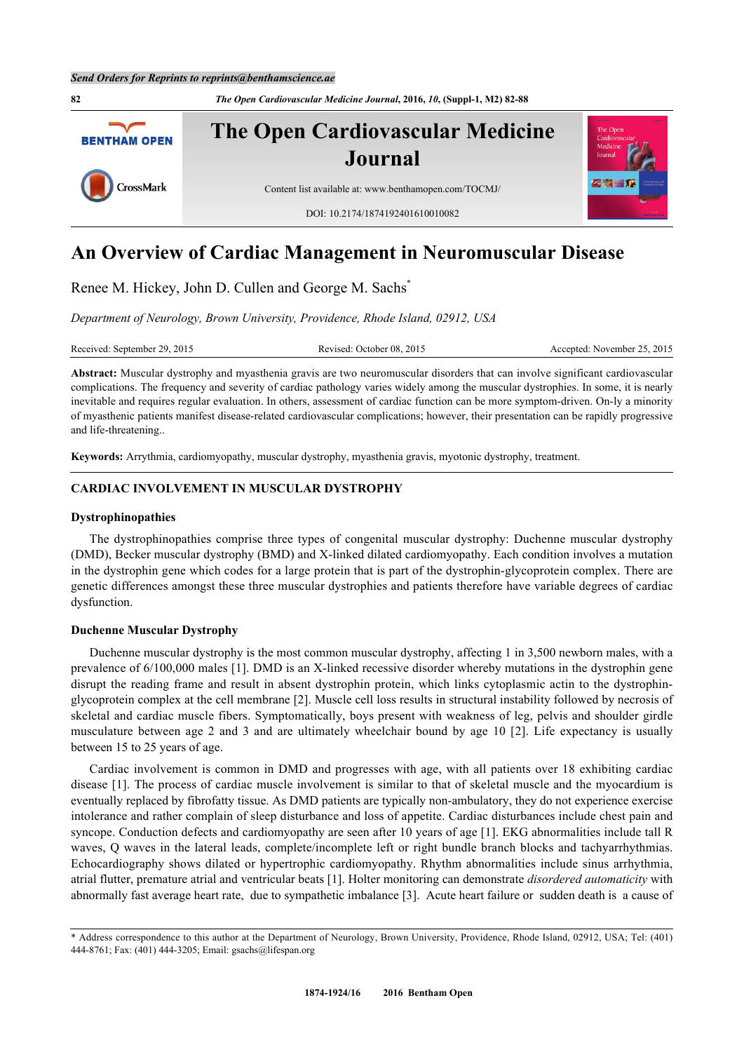# An Overview of Cardiac Management in Neuromuscular Disease

Renee M. Hickey, John D. Cullen and George M. Sachs*

*Department of Neurology, Brown University, Providence, Rhode Island, 02912, USA*

Received: September 29, 2015 Revised: October 08, 2015 Accepted: November 25, 2015

**Abstract:** Muscular dystrophy and myasthenia gravis are two neuromuscular disorders that can involve significant cardiovascular complications. The frequency and severity of cardiac pathology varies widely among the muscular dystrophies. In some, it is nearly inevitable and requires regular evaluation. In others, assessment of cardiac function can be more symptom-driven. On-ly a minority of myasthenic patients manifest disease-related cardiovascular complications; however, their presentation can be rapidly progressive and life-threatening..

**Keywords:** Arrythmia, cardiomyopathy, muscular dystrophy, myasthenia gravis, myotonic dystrophy, treatment.

## CARDIAC INVOLVEMENT IN MUSCULAR DYSTROPHY

### Dystrophinopathies

The dystrophinopathies comprise three types of congenital muscular dystrophy: Duchenne muscular dystrophy (DMD), Becker muscular dystrophy (BMD) and X-linked dilated cardiomyopathy. Each condition involves a mutation in the dystrophin gene which codes for a large protein that is part of the dystrophin-glycoprotein complex. There are genetic differences amongst these three muscular dystrophies and patients therefore have variable degrees of cardiac dysfunction.

### Duchenne Muscular Dystrophy

Duchenne muscular dystrophy is the most common muscular dystrophy, affecting 1 in 3,500 newborn males, with a prevalence of 6/100,000 males [1]. DMD is an X-linked recessive disorder whereby mutations in the dystrophin gene disrupt the reading frame and result in absent dystrophin protein, which links cytoplasmic actin to the dystrophin-glycoprotein complex at the cell membrane [2]. Muscle cell loss results in structural instability followed by necrosis of skeletal and cardiac muscle fibers. Symptomatically, boys present with weakness of leg, pelvis and shoulder girdle musculature between age 2 and 3 and are ultimately wheelchair bound by age 10 [2]. Life expectancy is usually between 15 to 25 years of age.

Cardiac involvement is common in DMD and progresses with age, with all patients over 18 exhibiting cardiac disease [1]. The process of cardiac muscle involvement is similar to that of skeletal muscle and the myocardium is eventually replaced by fibrofatty tissue. As DMD patients are typically non-ambulatory, they do not experience exercise intolerance and rather complain of sleep disturbance and loss of appetite. Cardiac disturbances include chest pain and syncope. Conduction defects and cardiomyopathy are seen after 10 years of age [1]. EKG abnormalities include tall R waves, Q waves in the lateral leads, complete/incomplete left or right bundle branch blocks and tachyarrhythmias. Echocardiography shows dilated or hypertrophic cardiomyopathy. Rhythm abnormalities include sinus arrhythmia, atrial flutter, premature atrial and ventricular beats [1]. Holter monitoring can demonstrate *disordered automaticity* with abnormally fast average heart rate, due to sympathetic imbalance [3]. Acute heart failure or sudden death is a cause of

* Address correspondence to this author at the Department of Neurology, Brown University, Providence, Rhode Island, 02912, USA; Tel: (401) 444-8761; Fax: (401) 444-3205; Email: gsachs@lifespan.org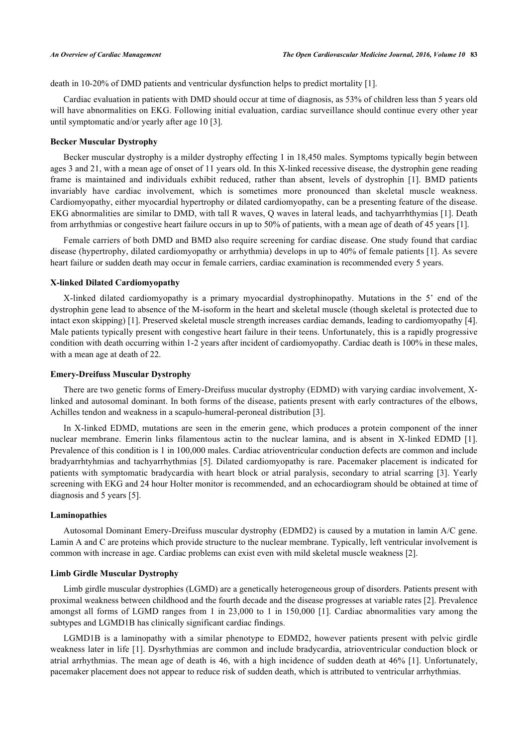death in 10-20% of DMD patients and ventricular dysfunction helps to predict mortality [1].

Cardiac evaluation in patients with DMD should occur at time of diagnosis, as 53% of children less than 5 years old will have abnormalities on EKG. Following initial evaluation, cardiac surveillance should continue every other year until symptomatic and/or yearly after age 10 [3].

### Becker Muscular Dystrophy

Becker muscular dystrophy is a milder dystrophy effecting 1 in 18,450 males. Symptoms typically begin between ages 3 and 21, with a mean age of onset of 11 years old. In this X-linked recessive disease, the dystrophin gene reading frame is maintained and individuals exhibit reduced, rather than absent, levels of dystrophin [1]. BMD patients invariably have cardiac involvement, which is sometimes more pronounced than skeletal muscle weakness. Cardiomyopathy, either myocardial hypertrophy or dilated cardiomyopathy, can be a presenting feature of the disease. EKG abnormalities are similar to DMD, with tall R waves, Q waves in lateral leads, and tachyarrhthymias [1]. Death from arrhythmias or congestive heart failure occurs in up to 50% of patients, with a mean age of death of 45 years [1].

Female carriers of both DMD and BMD also require screening for cardiac disease. One study found that cardiac disease (hypertrophy, dilated cardiomyopathy or arrhythmia) develops in up to 40% of female patients [1]. As severe heart failure or sudden death may occur in female carriers, cardiac examination is recommended every 5 years.

### X-linked Dilated Cardiomyopathy

X-linked dilated cardiomyopathy is a primary myocardial dystrophinopathy. Mutations in the 5' end of the dystrophin gene lead to absence of the M-isoform in the heart and skeletal muscle (though skeletal is protected due to intact exon skipping) [1]. Preserved skeletal muscle strength increases cardiac demands, leading to cardiomyopathy [4]. Male patients typically present with congestive heart failure in their teens. Unfortunately, this is a rapidly progressive condition with death occurring within 1-2 years after incident of cardiomyopathy. Cardiac death is 100% in these males, with a mean age at death of 22.

### Emery-Dreifuss Muscular Dystrophy

There are two genetic forms of Emery-Dreifuss mucular dystrophy (EDMD) with varying cardiac involvement, X-linked and autosomal dominant. In both forms of the disease, patients present with early contractures of the elbows, Achilles tendon and weakness in a scapulo-humeral-peroneal distribution [3].

In X-linked EDMD, mutations are seen in the emerin gene, which produces a protein component of the inner nuclear membrane. Emerin links filamentous actin to the nuclear lamina, and is absent in X-linked EDMD [1]. Prevalence of this condition is 1 in 100,000 males. Cardiac atrioventricular conduction defects are common and include bradyarrhtyhmias and tachyarrhythmias [5]. Dilated cardiomyopathy is rare. Pacemaker placement is indicated for patients with symptomatic bradycardia with heart block or atrial paralysis, secondary to atrial scarring [3]. Yearly screening with EKG and 24 hour Holter monitor is recommended, and an echocardiogram should be obtained at time of diagnosis and 5 years [5].

### Laminopathies

Autosomal Dominant Emery-Dreifuss muscular dystrophy (EDMD2) is caused by a mutation in lamin A/C gene. Lamin A and C are proteins which provide structure to the nuclear membrane. Typically, left ventricular involvement is common with increase in age. Cardiac problems can exist even with mild skeletal muscle weakness [2].

### Limb Girdle Muscular Dystrophy

Limb girdle muscular dystrophies (LGMD) are a genetically heterogeneous group of disorders. Patients present with proximal weakness between childhood and the fourth decade and the disease progresses at variable rates [2]. Prevalence amongst all forms of LGMD ranges from 1 in 23,000 to 1 in 150,000 [1]. Cardiac abnormalities vary among the subtypes and LGMD1B has clinically significant cardiac findings.

LGMD1B is a laminopathy with a similar phenotype to EDMD2, however patients present with pelvic girdle weakness later in life [1]. Dysrhythmias are common and include bradycardia, atrioventricular conduction block or atrial arrhythmias. The mean age of death is 46, with a high incidence of sudden death at 46% [1]. Unfortunately, pacemaker placement does not appear to reduce risk of sudden death, which is attributed to ventricular arrhythmias.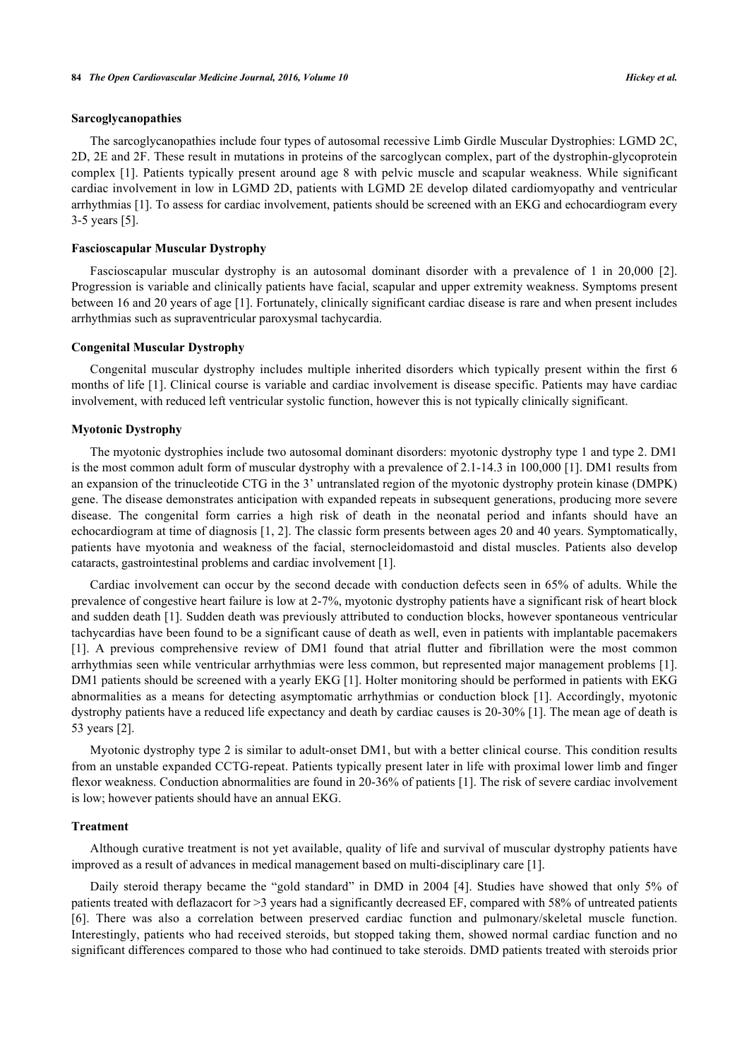### Sarcoglycanopathies

The sarcoglycanopathies include four types of autosomal recessive Limb Girdle Muscular Dystrophies: LGMD 2C, 2D, 2E and 2F. These result in mutations in proteins of the sarcoglycan complex, part of the dystrophin-glycoprotein complex [1]. Patients typically present around age 8 with pelvic muscle and scapular weakness. While significant cardiac involvement in low in LGMD 2D, patients with LGMD 2E develop dilated cardiomyopathy and ventricular arrhythmias [1]. To assess for cardiac involvement, patients should be screened with an EKG and echocardiogram every 3-5 years [5].

### Fascioscapular Muscular Dystrophy

Fascioscapular muscular dystrophy is an autosomal dominant disorder with a prevalence of 1 in 20,000 [2]. Progression is variable and clinically patients have facial, scapular and upper extremity weakness. Symptoms present between 16 and 20 years of age [1]. Fortunately, clinically significant cardiac disease is rare and when present includes arrhythmias such as supraventricular paroxysmal tachycardia.

### Congenital Muscular Dystrophy

Congenital muscular dystrophy includes multiple inherited disorders which typically present within the first 6 months of life [1]. Clinical course is variable and cardiac involvement is disease specific. Patients may have cardiac involvement, with reduced left ventricular systolic function, however this is not typically clinically significant.

### Myotonic Dystrophy

The myotonic dystrophies include two autosomal dominant disorders: myotonic dystrophy type 1 and type 2. DM1 is the most common adult form of muscular dystrophy with a prevalence of 2.1-14.3 in 100,000 [1]. DM1 results from an expansion of the trinucleotide CTG in the 3' untranslated region of the myotonic dystrophy protein kinase (DMPK) gene. The disease demonstrates anticipation with expanded repeats in subsequent generations, producing more severe disease. The congenital form carries a high risk of death in the neonatal period and infants should have an echocardiogram at time of diagnosis [1, 2]. The classic form presents between ages 20 and 40 years. Symptomatically, patients have myotonia and weakness of the facial, sternocleidomastoid and distal muscles. Patients also develop cataracts, gastrointestinal problems and cardiac involvement [1].

Cardiac involvement can occur by the second decade with conduction defects seen in 65% of adults. While the prevalence of congestive heart failure is low at 2-7%, myotonic dystrophy patients have a significant risk of heart block and sudden death [1]. Sudden death was previously attributed to conduction blocks, however spontaneous ventricular tachycardias have been found to be a significant cause of death as well, even in patients with implantable pacemakers [1]. A previous comprehensive review of DM1 found that atrial flutter and fibrillation were the most common arrhythmias seen while ventricular arrhythmias were less common, but represented major management problems [1]. DM1 patients should be screened with a yearly EKG [1]. Holter monitoring should be performed in patients with EKG abnormalities as a means for detecting asymptomatic arrhythmias or conduction block [1]. Accordingly, myotonic dystrophy patients have a reduced life expectancy and death by cardiac causes is 20-30% [1]. The mean age of death is 53 years [2].

Myotonic dystrophy type 2 is similar to adult-onset DM1, but with a better clinical course. This condition results from an unstable expanded CCTG-repeat. Patients typically present later in life with proximal lower limb and finger flexor weakness. Conduction abnormalities are found in 20-36% of patients [1]. The risk of severe cardiac involvement is low; however patients should have an annual EKG.

### Treatment

Although curative treatment is not yet available, quality of life and survival of muscular dystrophy patients have improved as a result of advances in medical management based on multi-disciplinary care [1].

Daily steroid therapy became the "gold standard" in DMD in 2004 [4]. Studies have showed that only 5% of patients treated with deflazacort for >3 years had a significantly decreased EF, compared with 58% of untreated patients [6]. There was also a correlation between preserved cardiac function and pulmonary/skeletal muscle function. Interestingly, patients who had received steroids, but stopped taking them, showed normal cardiac function and no significant differences compared to those who had continued to take steroids. DMD patients treated with steroids prior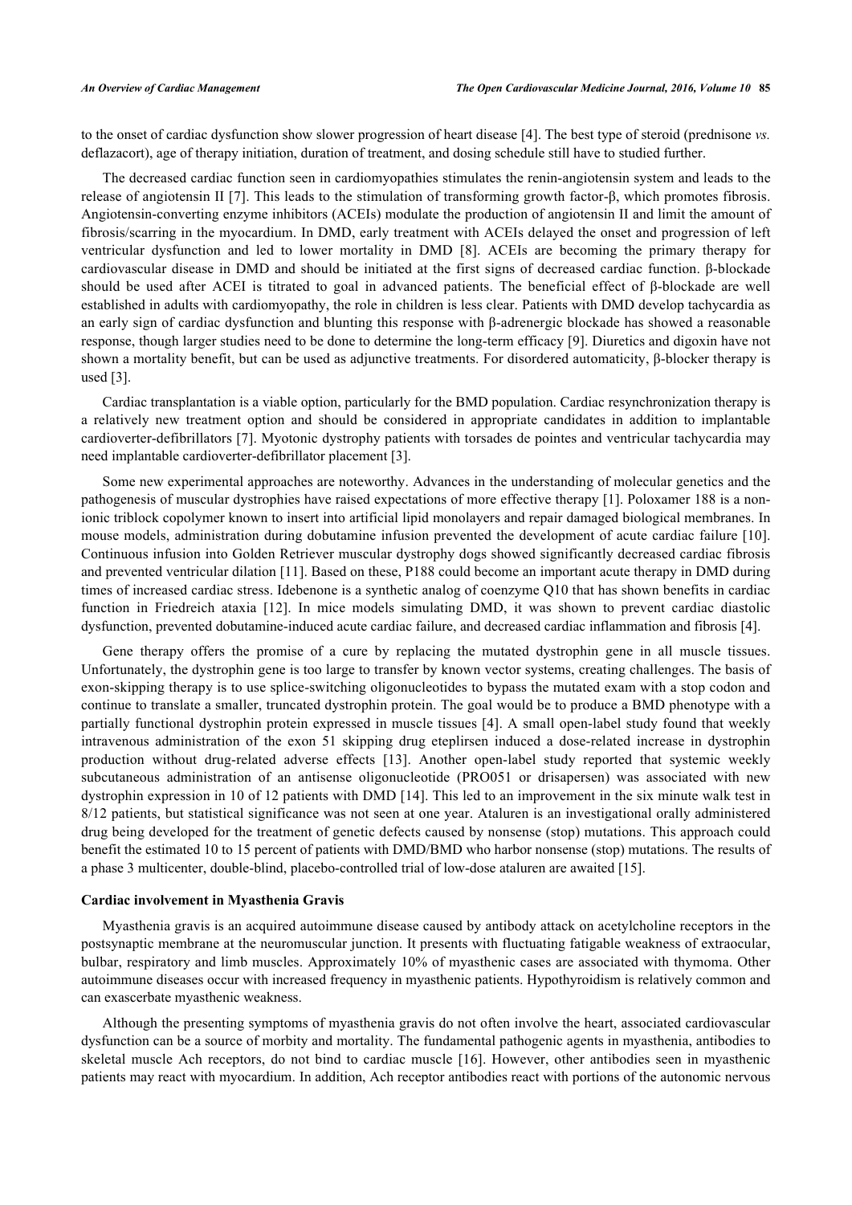to the onset of cardiac dysfunction show slower progression of heart disease [4]. The best type of steroid (prednisone *vs.* deflazacort), age of therapy initiation, duration of treatment, and dosing schedule still have to studied further.

The decreased cardiac function seen in cardiomyopathies stimulates the renin-angiotensin system and leads to the release of angiotensin II [7]. This leads to the stimulation of transforming growth factor-β, which promotes fibrosis. Angiotensin-converting enzyme inhibitors (ACEIs) modulate the production of angiotensin II and limit the amount of fibrosis/scarring in the myocardium. In DMD, early treatment with ACEIs delayed the onset and progression of left ventricular dysfunction and led to lower mortality in DMD [8]. ACEIs are becoming the primary therapy for cardiovascular disease in DMD and should be initiated at the first signs of decreased cardiac function. β-blockade should be used after ACEI is titrated to goal in advanced patients. The beneficial effect of β-blockade are well established in adults with cardiomyopathy, the role in children is less clear. Patients with DMD develop tachycardia as an early sign of cardiac dysfunction and blunting this response with β-adrenergic blockade has showed a reasonable response, though larger studies need to be done to determine the long-term efficacy [9]. Diuretics and digoxin have not shown a mortality benefit, but can be used as adjunctive treatments. For disordered automaticity, β-blocker therapy is used [3].

Cardiac transplantation is a viable option, particularly for the BMD population. Cardiac resynchronization therapy is a relatively new treatment option and should be considered in appropriate candidates in addition to implantable cardioverter-defibrillators [7]. Myotonic dystrophy patients with torsades de pointes and ventricular tachycardia may need implantable cardioverter-defibrillator placement [3].

Some new experimental approaches are noteworthy. Advances in the understanding of molecular genetics and the pathogenesis of muscular dystrophies have raised expectations of more effective therapy [1]. Poloxamer 188 is a non-ionic triblock copolymer known to insert into artificial lipid monolayers and repair damaged biological membranes. In mouse models, administration during dobutamine infusion prevented the development of acute cardiac failure [10]. Continuous infusion into Golden Retriever muscular dystrophy dogs showed significantly decreased cardiac fibrosis and prevented ventricular dilation [11]. Based on these, P188 could become an important acute therapy in DMD during times of increased cardiac stress. Idebenone is a synthetic analog of coenzyme Q10 that has shown benefits in cardiac function in Friedreich ataxia [12]. In mice models simulating DMD, it was shown to prevent cardiac diastolic dysfunction, prevented dobutamine-induced acute cardiac failure, and decreased cardiac inflammation and fibrosis [4].

Gene therapy offers the promise of a cure by replacing the mutated dystrophin gene in all muscle tissues. Unfortunately, the dystrophin gene is too large to transfer by known vector systems, creating challenges. The basis of exon-skipping therapy is to use splice-switching oligonucleotides to bypass the mutated exam with a stop codon and continue to translate a smaller, truncated dystrophin protein. The goal would be to produce a BMD phenotype with a partially functional dystrophin protein expressed in muscle tissues [4]. A small open-label study found that weekly intravenous administration of the exon 51 skipping drug eteplirsen induced a dose-related increase in dystrophin production without drug-related adverse effects [13]. Another open-label study reported that systemic weekly subcutaneous administration of an antisense oligonucleotide (PRO051 or drisapersen) was associated with new dystrophin expression in 10 of 12 patients with DMD [14]. This led to an improvement in the six minute walk test in 8/12 patients, but statistical significance was not seen at one year. Ataluren is an investigational orally administered drug being developed for the treatment of genetic defects caused by nonsense (stop) mutations. This approach could benefit the estimated 10 to 15 percent of patients with DMD/BMD who harbor nonsense (stop) mutations. The results of a phase 3 multicenter, double-blind, placebo-controlled trial of low-dose ataluren are awaited [15].

**Cardiac involvement in Myasthenia Gravis**

Myasthenia gravis is an acquired autoimmune disease caused by antibody attack on acetylcholine receptors in the postsynaptic membrane at the neuromuscular junction. It presents with fluctuating fatigable weakness of extraocular, bulbar, respiratory and limb muscles. Approximately 10% of myasthenic cases are associated with thymoma. Other autoimmune diseases occur with increased frequency in myasthenic patients. Hypothyroidism is relatively common and can exacerbate myasthenic weakness.

Although the presenting symptoms of myasthenia gravis do not often involve the heart, associated cardiovascular dysfunction can be a source of morbity and mortality. The fundamental pathogenic agents in myasthenia, antibodies to skeletal muscle Ach receptors, do not bind to cardiac muscle [16]. However, other antibodies seen in myasthenic patients may react with myocardium. In addition, Ach receptor antibodies react with portions of the autonomic nervous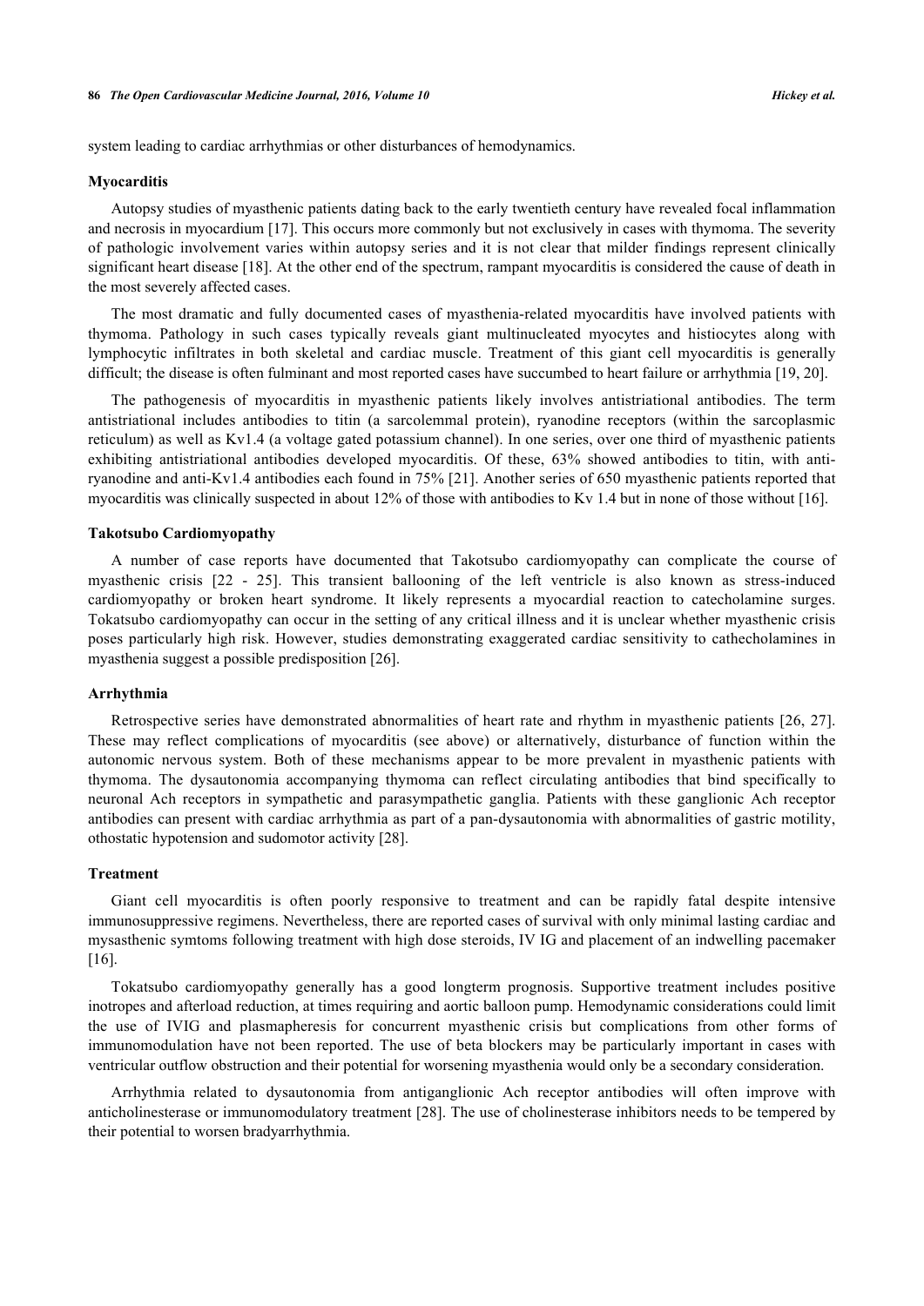system leading to cardiac arrhythmias or other disturbances of hemodynamics.

### Myocarditis

Autopsy studies of myasthenic patients dating back to the early twentieth century have revealed focal inflammation and necrosis in myocardium [17]. This occurs more commonly but not exclusively in cases with thymoma. The severity of pathologic involvement varies within autopsy series and it is not clear that milder findings represent clinically significant heart disease [18]. At the other end of the spectrum, rampant myocarditis is considered the cause of death in the most severely affected cases.

The most dramatic and fully documented cases of myasthenia-related myocarditis have involved patients with thymoma. Pathology in such cases typically reveals giant multinucleated myocytes and histiocytes along with lymphocytic infiltrates in both skeletal and cardiac muscle. Treatment of this giant cell myocarditis is generally difficult; the disease is often fulminant and most reported cases have succumbed to heart failure or arrhythmia [19, 20].

The pathogenesis of myocarditis in myasthenic patients likely involves antistriational antibodies. The term antistriational includes antibodies to titin (a sarcolemmal protein), ryanodine receptors (within the sarcoplasmic reticulum) as well as Kv1.4 (a voltage gated potassium channel). In one series, over one third of myasthenic patients exhibiting antistriational antibodies developed myocarditis. Of these, 63% showed antibodies to titin, with anti-ryanodine and anti-Kv1.4 antibodies each found in 75% [21]. Another series of 650 myasthenic patients reported that myocarditis was clinically suspected in about 12% of those with antibodies to Kv 1.4 but in none of those without [16].

### Takotsubo Cardiomyopathy

A number of case reports have documented that Takotsubo cardiomyopathy can complicate the course of myasthenic crisis [22 - 25]. This transient ballooning of the left ventricle is also known as stress-induced cardiomyopathy or broken heart syndrome. It likely represents a myocardial reaction to catecholamine surges. Tokatsubo cardiomyopathy can occur in the setting of any critical illness and it is unclear whether myasthenic crisis poses particularly high risk. However, studies demonstrating exaggerated cardiac sensitivity to cathecholamines in myasthenia suggest a possible predisposition [26].

### Arrhythmia

Retrospective series have demonstrated abnormalities of heart rate and rhythm in myasthenic patients [26, 27]. These may reflect complications of myocarditis (see above) or alternatively, disturbance of function within the autonomic nervous system. Both of these mechanisms appear to be more prevalent in myasthenic patients with thymoma. The dysautonomia accompanying thymoma can reflect circulating antibodies that bind specifically to neuronal Ach receptors in sympathetic and parasympathetic ganglia. Patients with these ganglionic Ach receptor antibodies can present with cardiac arrhythmia as part of a pan-dysautonomia with abnormalities of gastric motility, othostatic hypotension and sudomotor activity [28].

### Treatment

Giant cell myocarditis is often poorly responsive to treatment and can be rapidly fatal despite intensive immunosuppressive regimens. Nevertheless, there are reported cases of survival with only minimal lasting cardiac and mysasthenic symtoms following treatment with high dose steroids, IV IG and placement of an indwelling pacemaker [16].

Tokatsubo cardiomyopathy generally has a good longterm prognosis. Supportive treatment includes positive inotropes and afterload reduction, at times requiring and aortic balloon pump. Hemodynamic considerations could limit the use of IVIG and plasmapheresis for concurrent myasthenic crisis but complications from other forms of immunomodulation have not been reported. The use of beta blockers may be particularly important in cases with ventricular outflow obstruction and their potential for worsening myasthenia would only be a secondary consideration.

Arrhythmia related to dysautonomia from antiganglionic Ach receptor antibodies will often improve with anticholinesterase or immunomodulatory treatment [28]. The use of cholinesterase inhibitors needs to be tempered by their potential to worsen bradyarrhythmia.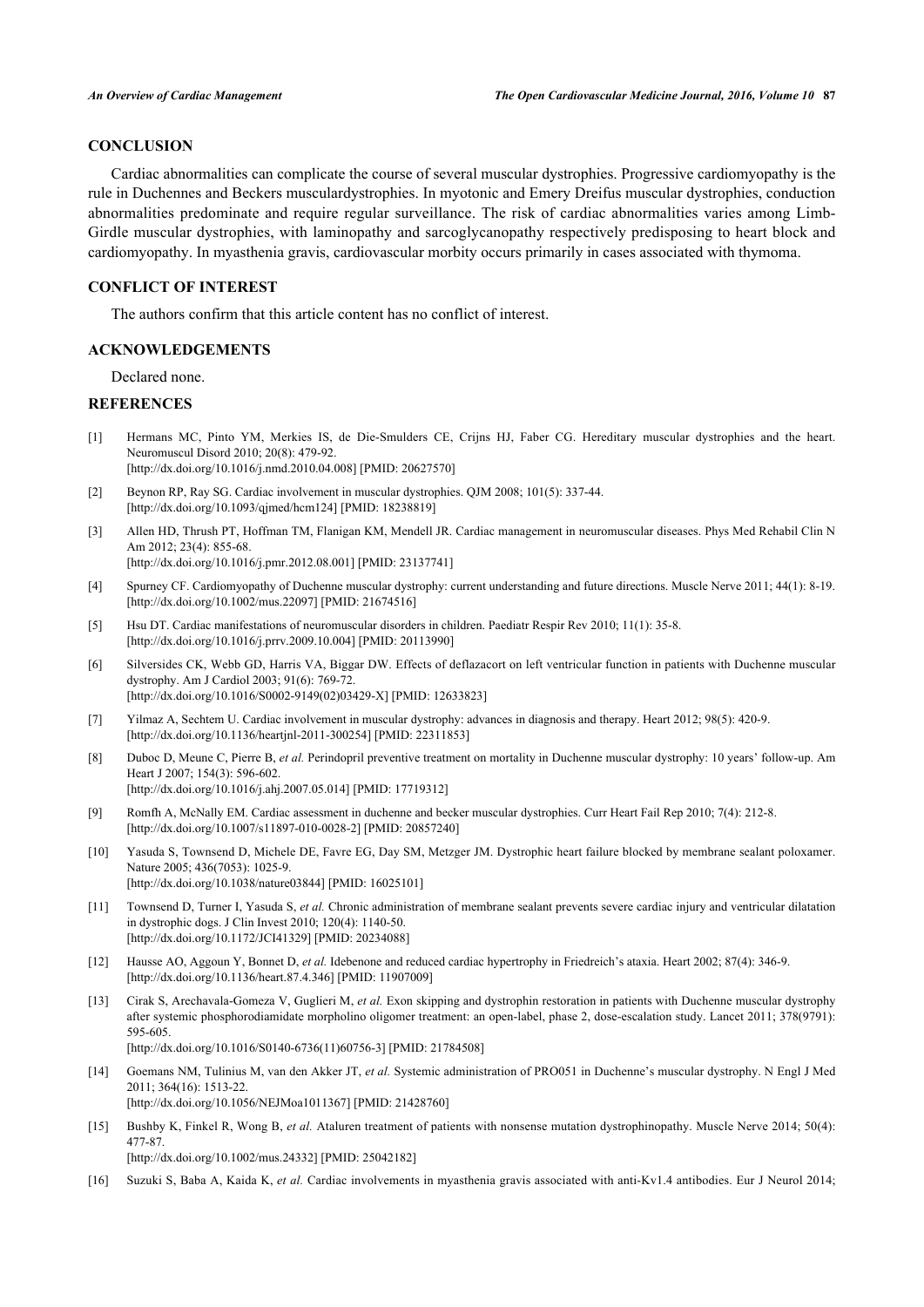## CONCLUSION

Cardiac abnormalities can complicate the course of several muscular dystrophies. Progressive cardiomyopathy is the rule in Duchennes and Beckers musculardystrophies. In myotonic and Emery Dreifus muscular dystrophies, conduction abnormalities predominate and require regular surveillance. The risk of cardiac abnormalities varies among Limb-Girdle muscular dystrophies, with laminopathy and sarcoglycanopathy respectively predisposing to heart block and cardiomyopathy. In myasthenia gravis, cardiovascular morbity occurs primarily in cases associated with thymoma.

## CONFLICT OF INTEREST

The authors confirm that this article content has no conflict of interest.

## ACKNOWLEDGEMENTS

Declared none.

## REFERENCES

[1] Hermans MC, Pinto YM, Merkies IS, de Die-Smulders CE, Crijns HJ, Faber CG. Hereditary muscular dystrophies and the heart. Neuromuscul Disord 2010; 20(8): 479-92. [http://dx.doi.org/10.1016/j.nmd.2010.04.008] [PMID: 20627570]

[2] Beynon RP, Ray SG. Cardiac involvement in muscular dystrophies. QJM 2008; 101(5): 337-44. [http://dx.doi.org/10.1093/qjmed/hcm124] [PMID: 18238819]

[3] Allen HD, Thrush PT, Hoffman TM, Flanigan KM, Mendell JR. Cardiac management in neuromuscular diseases. Phys Med Rehabil Clin N Am 2012; 23(4): 855-68. [http://dx.doi.org/10.1016/j.pmr.2012.08.001] [PMID: 23137741]

[4] Spurney CF. Cardiomyopathy of Duchenne muscular dystrophy: current understanding and future directions. Muscle Nerve 2011; 44(1): 8-19. [http://dx.doi.org/10.1002/mus.22097] [PMID: 21674516]

[5] Hsu DT. Cardiac manifestations of neuromuscular disorders in children. Paediatr Respir Rev 2010; 11(1): 35-8. [http://dx.doi.org/10.1016/j.prrv.2009.10.004] [PMID: 20113990]

[6] Silversides CK, Webb GD, Harris VA, Biggar DW. Effects of deflazacort on left ventricular function in patients with Duchenne muscular dystrophy. Am J Cardiol 2003; 91(6): 769-72. [http://dx.doi.org/10.1016/S0002-9149(02)03429-X] [PMID: 12633823]

[7] Yilmaz A, Sechtem U. Cardiac involvement in muscular dystrophy: advances in diagnosis and therapy. Heart 2012; 98(5): 420-9. [http://dx.doi.org/10.1136/heartjnl-2011-300254] [PMID: 22311853]

[8] Duboc D, Meune C, Pierre B, *et al.* Perindopril preventive treatment on mortality in Duchenne muscular dystrophy: 10 years' follow-up. Am Heart J 2007; 154(3): 596-602. [http://dx.doi.org/10.1016/j.ahj.2007.05.014] [PMID: 17719312]

[9] Romfh A, McNally EM. Cardiac assessment in duchenne and becker muscular dystrophies. Curr Heart Fail Rep 2010; 7(4): 212-8. [http://dx.doi.org/10.1007/s11897-010-0028-2] [PMID: 20857240]

[10] Yasuda S, Townsend D, Michele DE, Favre EG, Day SM, Metzger JM. Dystrophic heart failure blocked by membrane sealant poloxamer. Nature 2005; 436(7053): 1025-9. [http://dx.doi.org/10.1038/nature03844] [PMID: 16025101]

[11] Townsend D, Turner I, Yasuda S, *et al.* Chronic administration of membrane sealant prevents severe cardiac injury and ventricular dilatation in dystrophic dogs. J Clin Invest 2010; 120(4): 1140-50. [http://dx.doi.org/10.1172/JCI41329] [PMID: 20234088]

[12] Hausse AO, Aggoun Y, Bonnet D, *et al.* Idebenone and reduced cardiac hypertrophy in Friedreich's ataxia. Heart 2002; 87(4): 346-9. [http://dx.doi.org/10.1136/heart.87.4.346] [PMID: 11907009]

[13] Cirak S, Arechavala-Gomeza V, Guglieri M, *et al.* Exon skipping and dystrophin restoration in patients with Duchenne muscular dystrophy after systemic phosphorodiamidate morpholino oligomer treatment: an open-label, phase 2, dose-escalation study. Lancet 2011; 378(9791): 595-605. [http://dx.doi.org/10.1016/S0140-6736(11)60756-3] [PMID: 21784508]

[14] Goemans NM, Tulinius M, van den Akker JT, *et al.* Systemic administration of PRO051 in Duchenne's muscular dystrophy. N Engl J Med 2011; 364(16): 1513-22. [http://dx.doi.org/10.1056/NEJMoa1011367] [PMID: 21428760]

[15] Bushby K, Finkel R, Wong B, *et al.* Ataluren treatment of patients with nonsense mutation dystrophinopathy. Muscle Nerve 2014; 50(4): 477-87. [http://dx.doi.org/10.1002/mus.24332] [PMID: 25042182]

[16] Suzuki S, Baba A, Kaida K, *et al.* Cardiac involvements in myasthenia gravis associated with anti-Kv1.4 antibodies. Eur J Neurol 2014;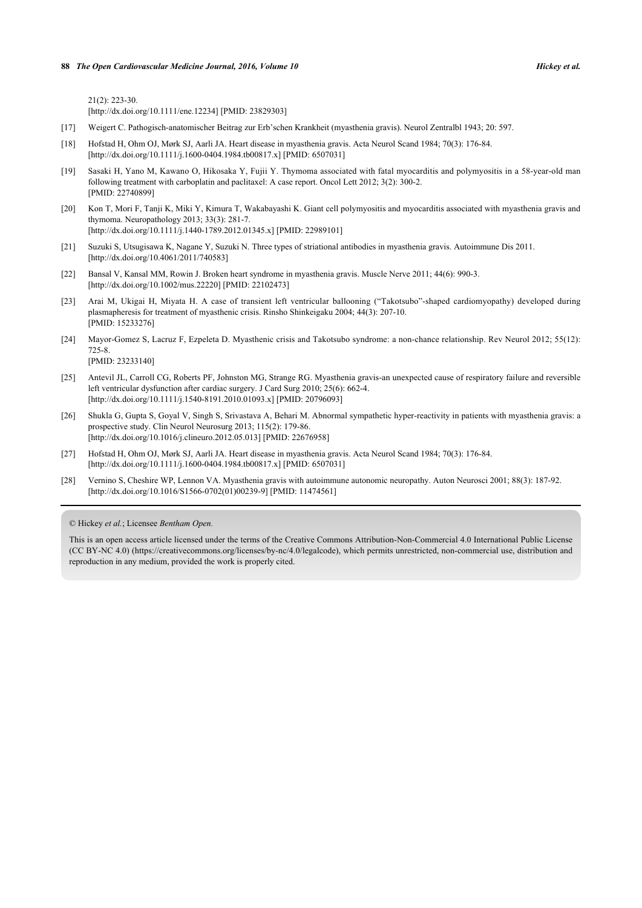21(2): 223-30.
[http://dx.doi.org/10.1111/ene.12234] [PMID: 23829303]

[17] Weigert C. Pathogisch-anatomischer Beitrag zur Erb'schen Krankheit (myasthenia gravis). Neurol Zentralbl 1943; 20: 597.

[18] Hofstad H, Ohm OJ, Mørk SJ, Aarli JA. Heart disease in myasthenia gravis. Acta Neurol Scand 1984; 70(3): 176-84.
[http://dx.doi.org/10.1111/j.1600-0404.1984.tb00817.x] [PMID: 6507031]

[19] Sasaki H, Yano M, Kawano O, Hikosaka Y, Fujii Y. Thymoma associated with fatal myocarditis and polymyositis in a 58-year-old man following treatment with carboplatin and paclitaxel: A case report. Oncol Lett 2012; 3(2): 300-2.
[PMID: 22740899]

[20] Kon T, Mori F, Tanji K, Miki Y, Kimura T, Wakabayashi K. Giant cell polymyositis and myocarditis associated with myasthenia gravis and thymoma. Neuropathology 2013; 33(3): 281-7.
[http://dx.doi.org/10.1111/j.1440-1789.2012.01345.x] [PMID: 22989101]

[21] Suzuki S, Utsugisawa K, Nagane Y, Suzuki N. Three types of striational antibodies in myasthenia gravis. Autoimmune Dis 2011.
[http://dx.doi.org/10.4061/2011/740583]

[22] Bansal V, Kansal MM, Rowin J. Broken heart syndrome in myasthenia gravis. Muscle Nerve 2011; 44(6): 990-3.
[http://dx.doi.org/10.1002/mus.22220] [PMID: 22102473]

[23] Arai M, Ukigai H, Miyata H. A case of transient left ventricular ballooning ("Takotsubo"-shaped cardiomyopathy) developed during plasmapheresis for treatment of myasthenic crisis. Rinsho Shinkeigaku 2004; 44(3): 207-10.
[PMID: 15233276]

[24] Mayor-Gomez S, Lacruz F, Ezpeleta D. Myasthenic crisis and Takotsubo syndrome: a non-chance relationship. Rev Neurol 2012; 55(12): 725-8.
[PMID: 23233140]

[25] Antevil JL, Carroll CG, Roberts PF, Johnston MG, Strange RG. Myasthenia gravis-an unexpected cause of respiratory failure and reversible left ventricular dysfunction after cardiac surgery. J Card Surg 2010; 25(6): 662-4.
[http://dx.doi.org/10.1111/j.1540-8191.2010.01093.x] [PMID: 20796093]

[26] Shukla G, Gupta S, Goyal V, Singh S, Srivastava A, Behari M. Abnormal sympathetic hyper-reactivity in patients with myasthenia gravis: a prospective study. Clin Neurol Neurosurg 2013; 115(2): 179-86.
[http://dx.doi.org/10.1016/j.clineuro.2012.05.013] [PMID: 22676958]

[27] Hofstad H, Ohm OJ, Mørk SJ, Aarli JA. Heart disease in myasthenia gravis. Acta Neurol Scand 1984; 70(3): 176-84.
[http://dx.doi.org/10.1111/j.1600-0404.1984.tb00817.x] [PMID: 6507031]

[28] Vernino S, Cheshire WP, Lennon VA. Myasthenia gravis with autoimmune autonomic neuropathy. Auton Neurosci 2001; 88(3): 187-92.
[http://dx.doi.org/10.1016/S1566-0702(01)00239-9] [PMID: 11474561]

---

© Hickey *et al.*; Licensee *Bentham Open.*

This is an open access article licensed under the terms of the Creative Commons Attribution-Non-Commercial 4.0 International Public License (CC BY-NC 4.0) (https://creativecommons.org/licenses/by-nc/4.0/legalcode), which permits unrestricted, non-commercial use, distribution and reproduction in any medium, provided the work is properly cited.